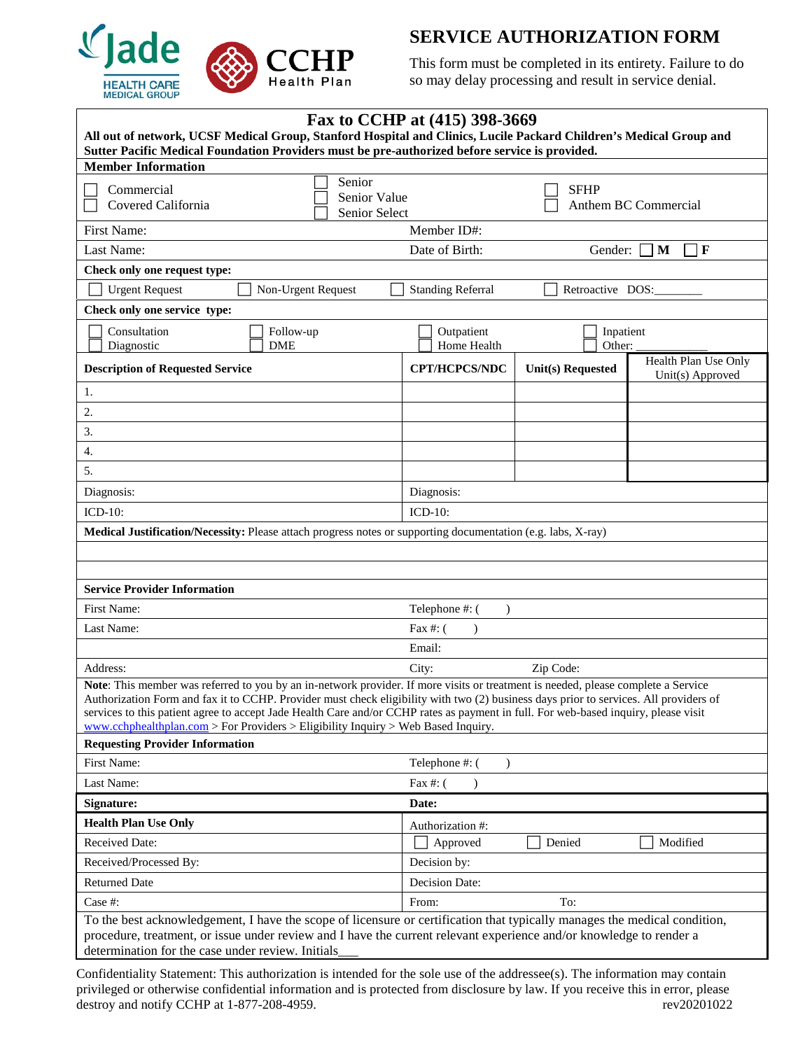# SERVICE AUTHORIZATION FORM

This form must be completed in its entirety. Failure to do so may delay processing and result in service denial.

## Fax to CCHP at (415) 398-3669

**All out of network, UCSF Medical Group, Stanford Hospital and Clinics, Lucile Packard Children's Medical Group and Sutter Pacific Medical Foundation Providers must be pre-authorized before service is provided.**

**Member Information**

☐ Commercial
☐ Covered California
☐ Senior
☐ Senior Value
☐ Senior Select
☐ SFHP
☐ Anthem BC Commercial

| | |
|---|---|
| First Name: | Member ID#: |
| Last Name: | Date of Birth: Gender: ☐ M ☐ F |

**Check only one request type:**

☐ Urgent Request ☐ Non-Urgent Request ☐ Standing Referral ☐ Retroactive DOS:_______

**Check only one service type:**

☐ Consultation ☐ Follow-up ☐ Outpatient ☐ Inpatient
☐ Diagnostic ☐ DME ☐ Home Health ☐ Other: ___________

| Description of Requested Service | CPT/HCPCS/NDC | Unit(s) Requested | Health Plan Use Only Unit(s) Approved |
|---|---|---|---|
| 1. | | | |
| 2. | | | |
| 3. | | | |
| 4. | | | |
| 5. | | | |

| | |
|---|---|
| Diagnosis: | Diagnosis: |
| ICD-10: | ICD-10: |

**Medical Justification/Necessity:** Please attach progress notes or supporting documentation (e.g. labs, X-ray)

**Service Provider Information**

| | | |
|---|---|---|
| First Name: | Telephone #: ( ) | |
| Last Name: | Fax #: ( ) | |
| | Email: | |
| Address: | City: | Zip Code: |

**Note**: This member was referred to you by an in-network provider. If more visits or treatment is needed, please complete a Service Authorization Form and fax it to CCHP. Provider must check eligibility with two (2) business days prior to services. All providers of services to this patient agree to accept Jade Health Care and/or CCHP rates as payment in full. For web-based inquiry, please visit www.cchphealthplan.com > For Providers > Eligibility Inquiry > Web Based Inquiry.

**Requesting Provider Information**

| | |
|---|---|
| First Name: | Telephone #: ( ) |
| Last Name: | Fax #: ( ) |
| **Signature:** | **Date:** |

| **Health Plan Use Only** | Authorization #: | | |
|---|---|---|---|
| Received Date: | ☐ Approved | ☐ Denied | ☐ Modified |
| Received/Processed By: | Decision by: | | |
| Returned Date | Decision Date: | | |
| Case #: | From: | To: | |

To the best acknowledgement, I have the scope of licensure or certification that typically manages the medical condition, procedure, treatment, or issue under review and I have the current relevant experience and/or knowledge to render a determination for the case under review. Initials___

Confidentiality Statement: This authorization is intended for the sole use of the addressee(s). The information may contain privileged or otherwise confidential information and is protected from disclosure by law. If you receive this in error, please destroy and notify CCHP at 1-877-208-4959.

rev20201022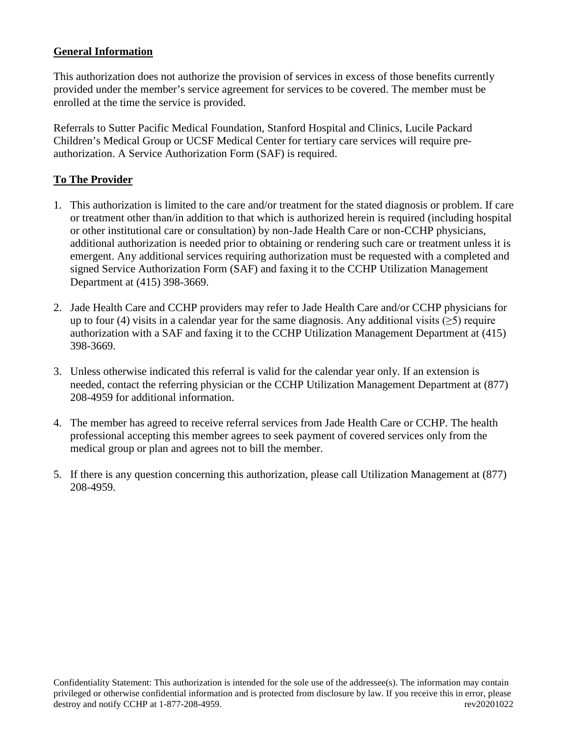**General Information**

This authorization does not authorize the provision of services in excess of those benefits currently provided under the member's service agreement for services to be covered. The member must be enrolled at the time the service is provided.

Referrals to Sutter Pacific Medical Foundation, Stanford Hospital and Clinics, Lucile Packard Children's Medical Group or UCSF Medical Center for tertiary care services will require pre-authorization. A Service Authorization Form (SAF) is required.

**To The Provider**

1. This authorization is limited to the care and/or treatment for the stated diagnosis or problem. If care or treatment other than/in addition to that which is authorized herein is required (including hospital or other institutional care or consultation) by non-Jade Health Care or non-CCHP physicians, additional authorization is needed prior to obtaining or rendering such care or treatment unless it is emergent. Any additional services requiring authorization must be requested with a completed and signed Service Authorization Form (SAF) and faxing it to the CCHP Utilization Management Department at (415) 398-3669.

2. Jade Health Care and CCHP providers may refer to Jade Health Care and/or CCHP physicians for up to four (4) visits in a calendar year for the same diagnosis. Any additional visits (≥5) require authorization with a SAF and faxing it to the CCHP Utilization Management Department at (415) 398-3669.

3. Unless otherwise indicated this referral is valid for the calendar year only. If an extension is needed, contact the referring physician or the CCHP Utilization Management Department at (877) 208-4959 for additional information.

4. The member has agreed to receive referral services from Jade Health Care or CCHP. The health professional accepting this member agrees to seek payment of covered services only from the medical group or plan and agrees not to bill the member.

5. If there is any question concerning this authorization, please call Utilization Management at (877) 208-4959.

Confidentiality Statement: This authorization is intended for the sole use of the addressee(s). The information may contain privileged or otherwise confidential information and is protected from disclosure by law. If you receive this in error, please destroy and notify CCHP at 1-877-208-4959.

rev20201022